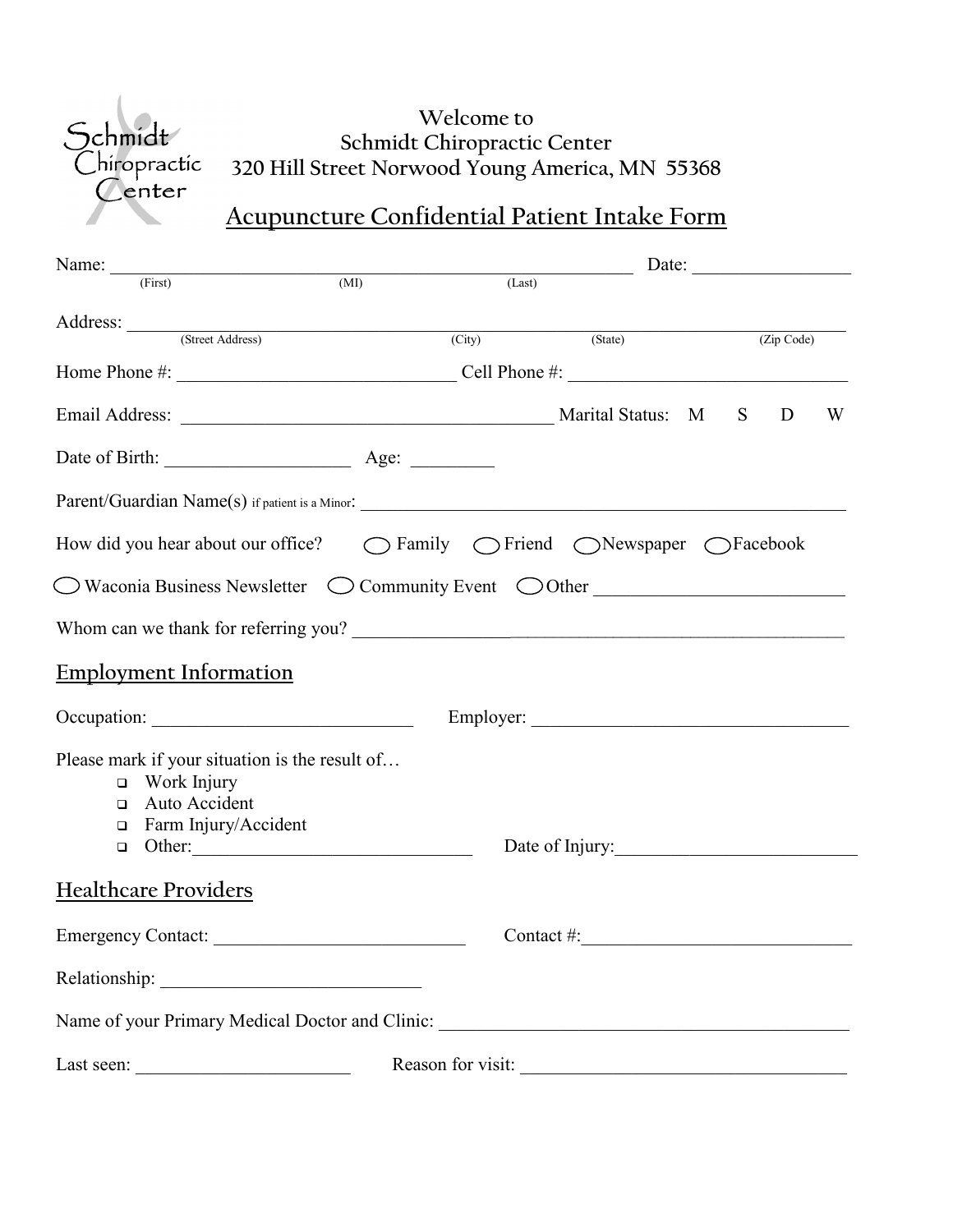Schmidt Chiropractic Center

Welcome to
Schmidt Chiropractic Center
320 Hill Street Norwood Young America, MN 55368

# Acupuncture Confidential Patient Intake Form

Name: ______________________________________________ Date: ______________
(First) (MI) (Last)

Address: ________________________________________________________________
(Street Address) (City) (State) (Zip Code)

Home Phone #: __________________________ Cell Phone #: __________________________

Email Address: ___________________________________ Marital Status: M S D W

Date of Birth: ________________ Age: ________

Parent/Guardian Name(s) if patient is a Minor: ____________________________________________

How did you hear about our office? ◯ Family ◯ Friend ◯ Newspaper ◯ Facebook

◯ Waconia Business Newsletter ◯ Community Event ◯ Other ______________________

Whom can we thank for referring you? ____________________________________________

## Employment Information

Occupation: ________________________ Employer: ______________________________

Please mark if your situation is the result of…

- ❑ Work Injury
- ❑ Auto Accident
- ❑ Farm Injury/Accident
- ❑ Other: ________________________ Date of Injury: ______________________

## Healthcare Providers

Emergency Contact: ______________________ Contact #: __________________________

Relationship: ______________________

Name of your Primary Medical Doctor and Clinic: ________________________________________

Last seen: ____________________ Reason for visit: ________________________________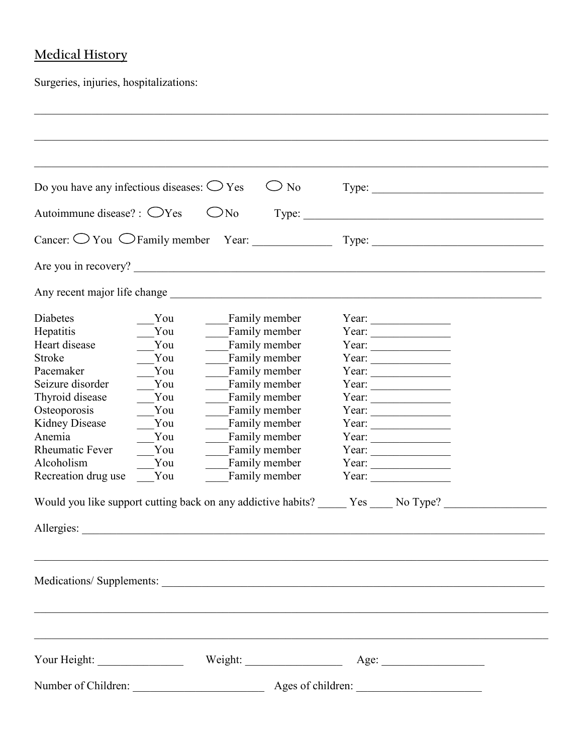## Medical History

Surgeries, injuries, hospitalizations:

______________________________________________________________________________

______________________________________________________________________________

______________________________________________________________________________

Do you have any infectious diseases: ◯ Yes ◯ No Type: ______________________________

Autoimmune disease? : ◯Yes ◯No Type: ___________________________________________

Cancer: ◯ You ◯Family member Year: ______________ Type: ______________________________

Are you in recovery? ______________________________________________________________

Any recent major life change _______________________________________________________

| | | | |
|---|---|---|---|
| Diabetes | ___You | ____Family member | Year: ______________ |
| Hepatitis | ___You | ____Family member | Year: ______________ |
| Heart disease | ___You | ____Family member | Year: ______________ |
| Stroke | ___You | ____Family member | Year: ______________ |
| Pacemaker | ___You | ____Family member | Year: ______________ |
| Seizure disorder | ___You | ____Family member | Year: ______________ |
| Thyroid disease | ___You | ____Family member | Year: ______________ |
| Osteoporosis | ___You | ____Family member | Year: ______________ |
| Kidney Disease | ___You | ____Family member | Year: ______________ |
| Anemia | ___You | ____Family member | Year: ______________ |
| Rheumatic Fever | ___You | ____Family member | Year: ______________ |
| Alcoholism | ___You | ____Family member | Year: ______________ |
| Recreation drug use | ___You | ____Family member | Year: ______________ |

Would you like support cutting back on any addictive habits? _____ Yes ____ No Type? __________________

Allergies: _______________________________________________________________________

______________________________________________________________________________

Medications/ Supplements: _________________________________________________________

______________________________________________________________________________

______________________________________________________________________________

Your Height: _______________ Weight: _________________ Age: __________________

Number of Children: _______________________ Ages of children: ______________________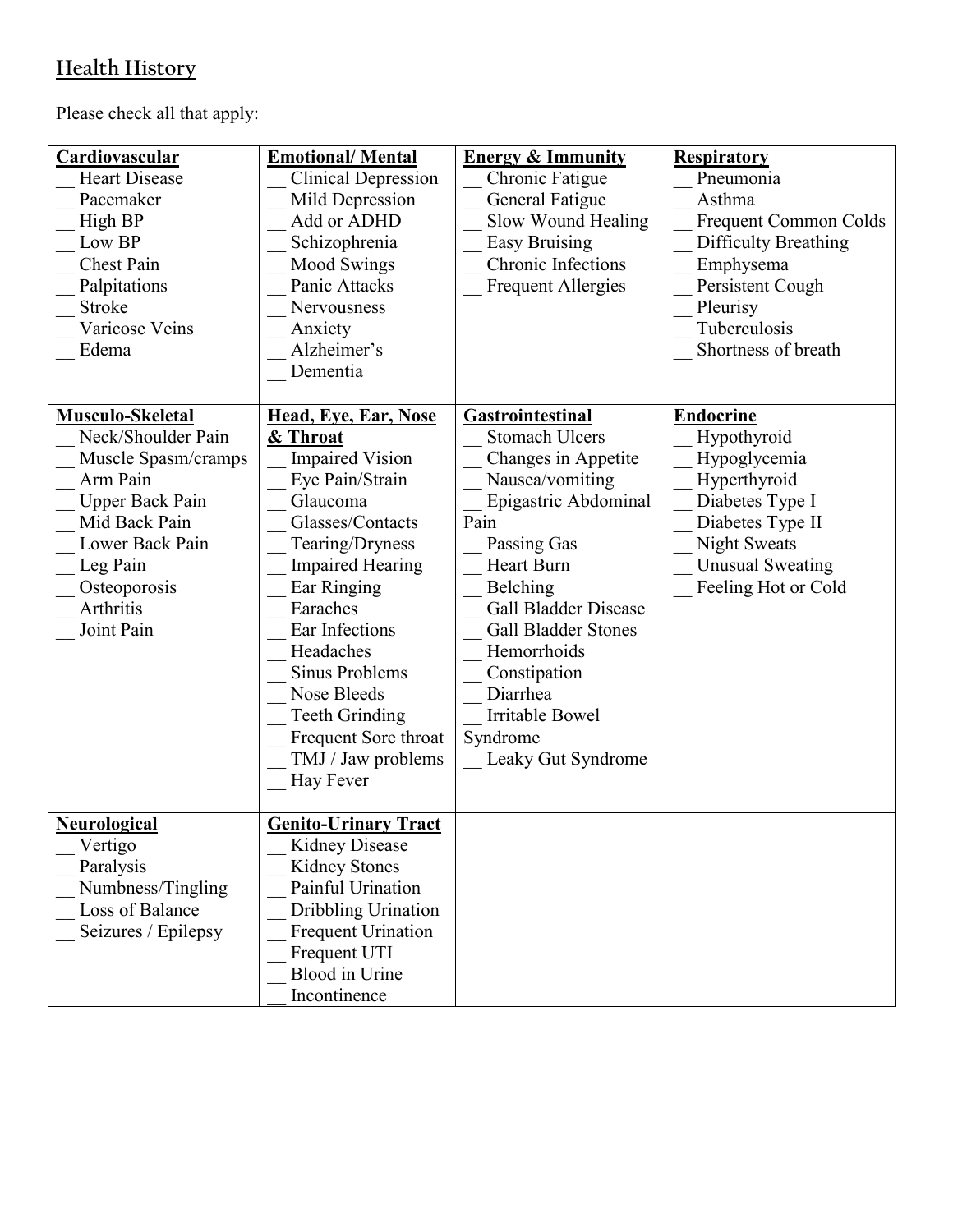## Health History

Please check all that apply:

| **Cardiovascular** | **Emotional/ Mental** | **Energy & Immunity** | **Respiratory** |
|---|---|---|---|
| __ Heart Disease<br>__ Pacemaker<br>__ High BP<br>__ Low BP<br>__ Chest Pain<br>__ Palpitations<br>__ Stroke<br>__ Varicose Veins<br>__ Edema | __ Clinical Depression<br>__ Mild Depression<br>__ Add or ADHD<br>__ Schizophrenia<br>__ Mood Swings<br>__ Panic Attacks<br>__ Nervousness<br>__ Anxiety<br>__ Alzheimer's<br>__ Dementia | __ Chronic Fatigue<br>__ General Fatigue<br>__ Slow Wound Healing<br>__ Easy Bruising<br>__ Chronic Infections<br>__ Frequent Allergies | __ Pneumonia<br>__ Asthma<br>__ Frequent Common Colds<br>__ Difficulty Breathing<br>__ Emphysema<br>__ Persistent Cough<br>__ Pleurisy<br>__ Tuberculosis<br>__ Shortness of breath |
| **Musculo-Skeletal**<br>__ Neck/Shoulder Pain<br>__ Muscle Spasm/cramps<br>__ Arm Pain<br>__ Upper Back Pain<br>__ Mid Back Pain<br>__ Lower Back Pain<br>__ Leg Pain<br>__ Osteoporosis<br>__ Arthritis<br>__ Joint Pain | **Head, Eye, Ear, Nose & Throat**<br>__ Impaired Vision<br>__ Eye Pain/Strain<br>__ Glaucoma<br>__ Glasses/Contacts<br>__ Tearing/Dryness<br>__ Impaired Hearing<br>__ Ear Ringing<br>__ Earaches<br>__ Ear Infections<br>__ Headaches<br>__ Sinus Problems<br>__ Nose Bleeds<br>__ Teeth Grinding<br>__ Frequent Sore throat<br>__ TMJ / Jaw problems<br>__ Hay Fever | **Gastrointestinal**<br>__ Stomach Ulcers<br>__ Changes in Appetite<br>__ Nausea/vomiting<br>__ Epigastric Abdominal Pain<br>__ Passing Gas<br>__ Heart Burn<br>__ Belching<br>__ Gall Bladder Disease<br>__ Gall Bladder Stones<br>__ Hemorrhoids<br>__ Constipation<br>__ Diarrhea<br>__ Irritable Bowel Syndrome<br>__ Leaky Gut Syndrome | **Endocrine**<br>__ Hypothyroid<br>__ Hypoglycemia<br>__ Hyperthyroid<br>__ Diabetes Type I<br>__ Diabetes Type II<br>__ Night Sweats<br>__ Unusual Sweating<br>__ Feeling Hot or Cold |
| **Neurological**<br>__ Vertigo<br>__ Paralysis<br>__ Numbness/Tingling<br>__ Loss of Balance<br>__ Seizures / Epilepsy | **Genito-Urinary Tract**<br>__ Kidney Disease<br>__ Kidney Stones<br>__ Painful Urination<br>__ Dribbling Urination<br>__ Frequent Urination<br>__ Frequent UTI<br>__ Blood in Urine<br>__ Incontinence | | |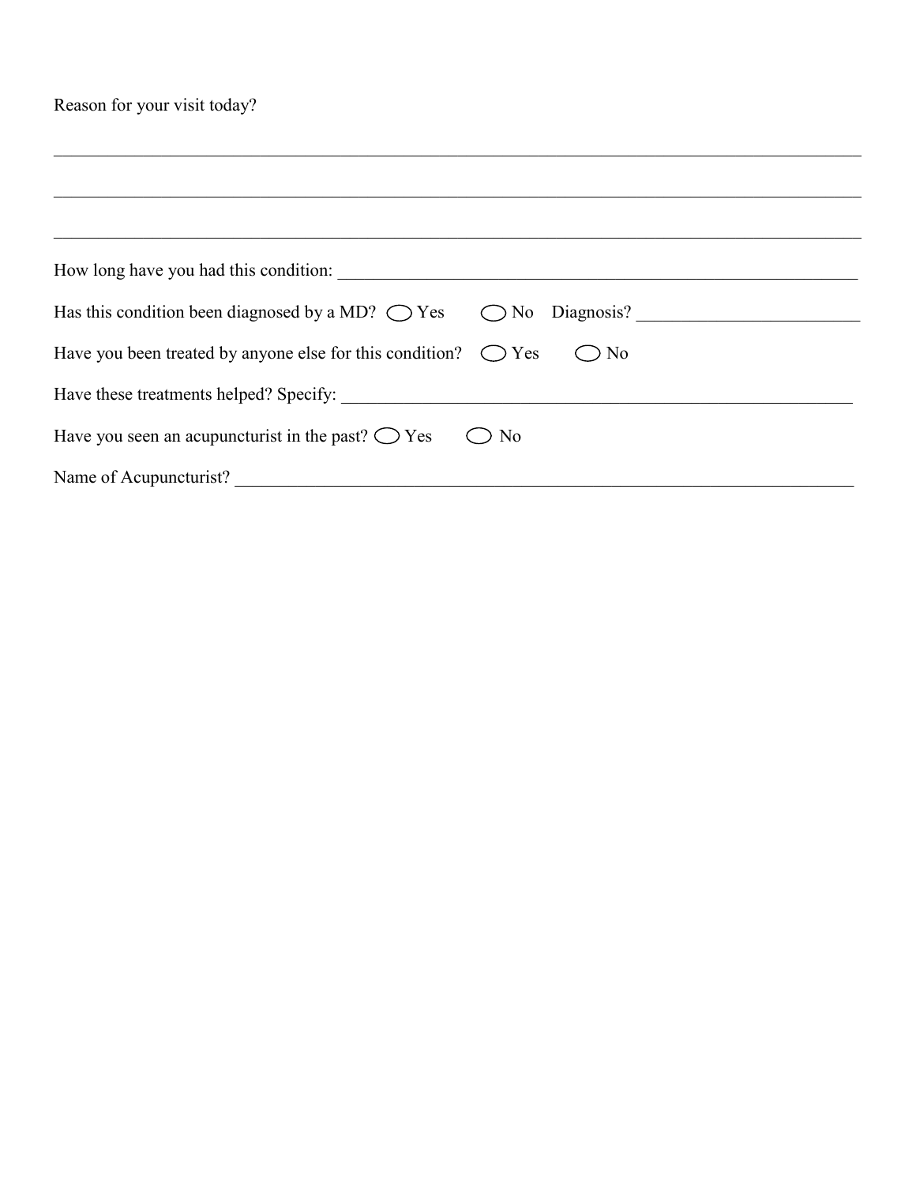Reason for your visit today?

_______________________________________________________________________________

_______________________________________________________________________________

_______________________________________________________________________________

How long have you had this condition: ___________________________________________________

Has this condition been diagnosed by a MD? ◯ Yes ◯ No Diagnosis? _______________________

Have you been treated by anyone else for this condition? ◯ Yes ◯ No

Have these treatments helped? Specify: ___________________________________________________

Have you seen an acupuncturist in the past? ◯ Yes ◯ No

Name of Acupuncturist? _______________________________________________________________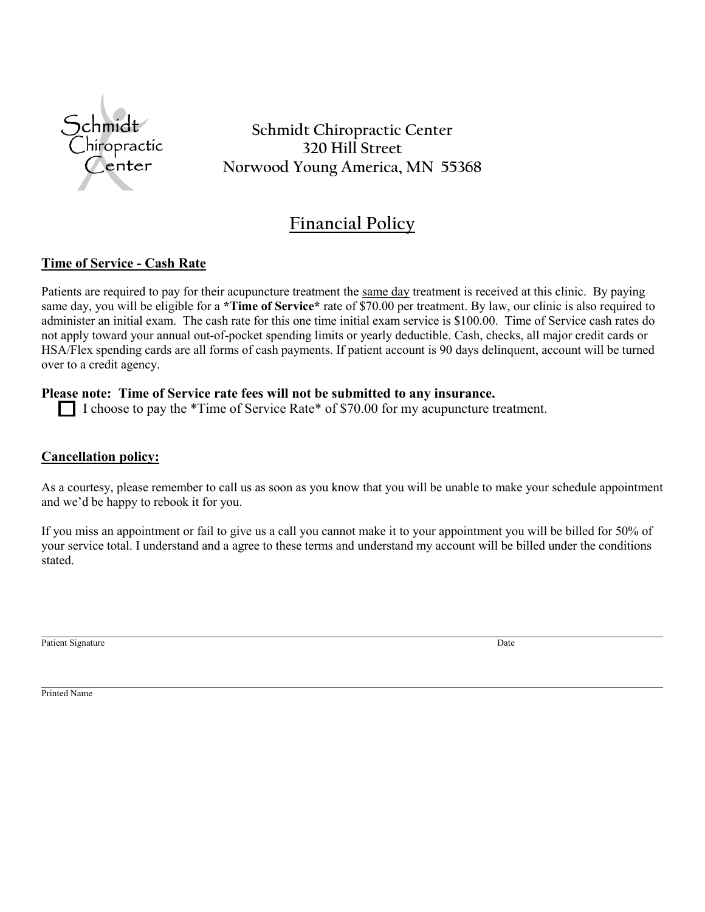Schmidt Chiropractic Center
320 Hill Street
Norwood Young America, MN 55368

# Financial Policy

**Time of Service - Cash Rate**

Patients are required to pay for their acupuncture treatment the same day treatment is received at this clinic. By paying same day, you will be eligible for a ***Time of Service*** rate of $70.00 per treatment. By law, our clinic is also required to administer an initial exam. The cash rate for this one time initial exam service is $100.00. Time of Service cash rates do not apply toward your annual out-of-pocket spending limits or yearly deductible. Cash, checks, all major credit cards or HSA/Flex spending cards are all forms of cash payments. If patient account is 90 days delinquent, account will be turned over to a credit agency.

**Please note: Time of Service rate fees will not be submitted to any insurance.**

☐ I choose to pay the *Time of Service Rate* of $70.00 for my acupuncture treatment.

**Cancellation policy:**

As a courtesy, please remember to call us as soon as you know that you will be unable to make your schedule appointment and we'd be happy to rebook it for you.

If you miss an appointment or fail to give us a call you cannot make it to your appointment you will be billed for 50% of your service total. I understand and a agree to these terms and understand my account will be billed under the conditions stated.

______________________________________________________________________

Patient Signature Date

______________________________________________________________________

Printed Name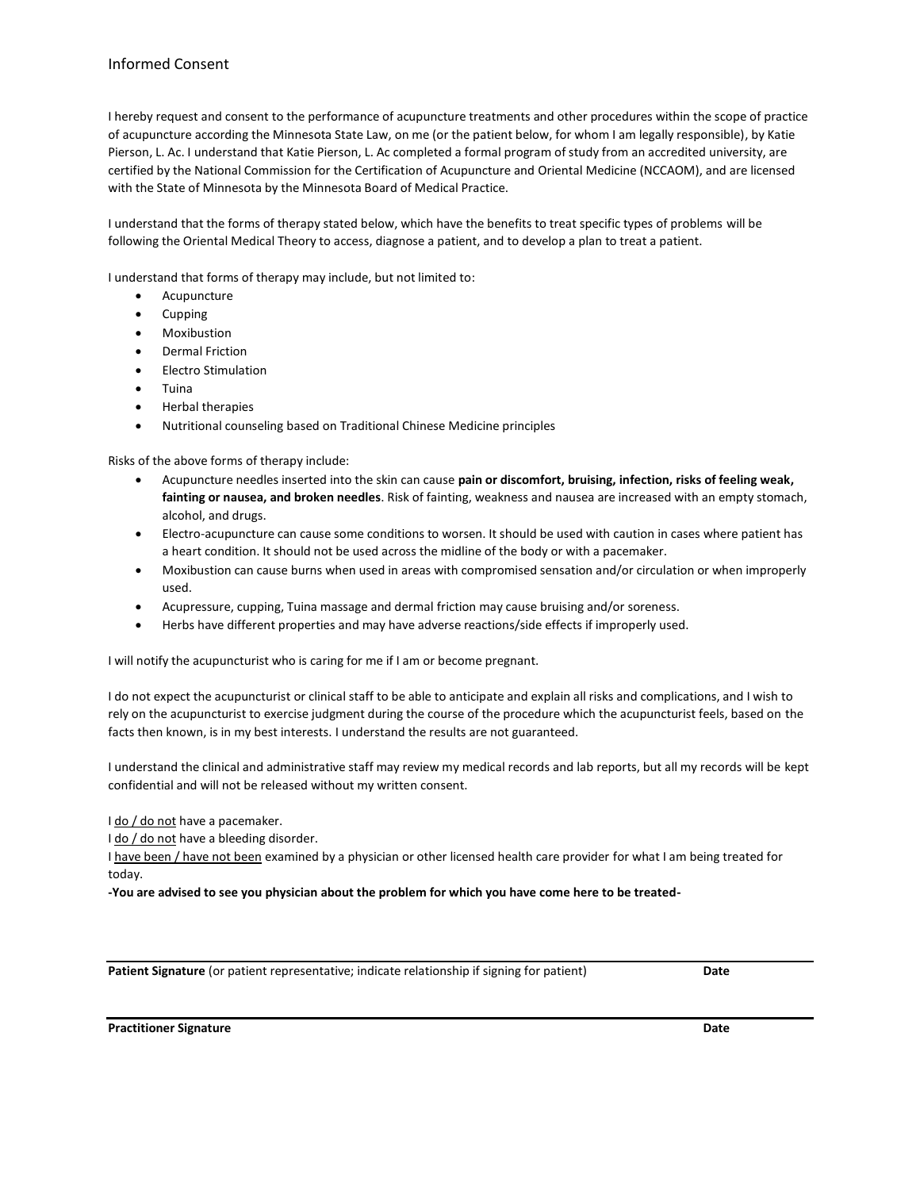# Informed Consent

I hereby request and consent to the performance of acupuncture treatments and other procedures within the scope of practice of acupuncture according the Minnesota State Law, on me (or the patient below, for whom I am legally responsible), by Katie Pierson, L. Ac. I understand that Katie Pierson, L. Ac completed a formal program of study from an accredited university, are certified by the National Commission for the Certification of Acupuncture and Oriental Medicine (NCCAOM), and are licensed with the State of Minnesota by the Minnesota Board of Medical Practice.

I understand that the forms of therapy stated below, which have the benefits to treat specific types of problems will be following the Oriental Medical Theory to access, diagnose a patient, and to develop a plan to treat a patient.

I understand that forms of therapy may include, but not limited to:

- Acupuncture
- Cupping
- Moxibustion
- Dermal Friction
- Electro Stimulation
- Tuina
- Herbal therapies
- Nutritional counseling based on Traditional Chinese Medicine principles

Risks of the above forms of therapy include:

- Acupuncture needles inserted into the skin can cause **pain or discomfort, bruising, infection, risks of feeling weak, fainting or nausea, and broken needles**. Risk of fainting, weakness and nausea are increased with an empty stomach, alcohol, and drugs.
- Electro-acupuncture can cause some conditions to worsen. It should be used with caution in cases where patient has a heart condition. It should not be used across the midline of the body or with a pacemaker.
- Moxibustion can cause burns when used in areas with compromised sensation and/or circulation or when improperly used.
- Acupressure, cupping, Tuina massage and dermal friction may cause bruising and/or soreness.
- Herbs have different properties and may have adverse reactions/side effects if improperly used.

I will notify the acupuncturist who is caring for me if I am or become pregnant.

I do not expect the acupuncturist or clinical staff to be able to anticipate and explain all risks and complications, and I wish to rely on the acupuncturist to exercise judgment during the course of the procedure which the acupuncturist feels, based on the facts then known, is in my best interests. I understand the results are not guaranteed.

I understand the clinical and administrative staff may review my medical records and lab reports, but all my records will be kept confidential and will not be released without my written consent.

I do / do not have a pacemaker.  
I do / do not have a bleeding disorder.  
I have been / have not been examined by a physician or other licensed health care provider for what I am being treated for today.

**-You are advised to see you physician about the problem for which you have come here to be treated-**

---

**Patient Signature** (or patient representative; indicate relationship if signing for patient) **Date**

---

**Practitioner Signature** **Date**